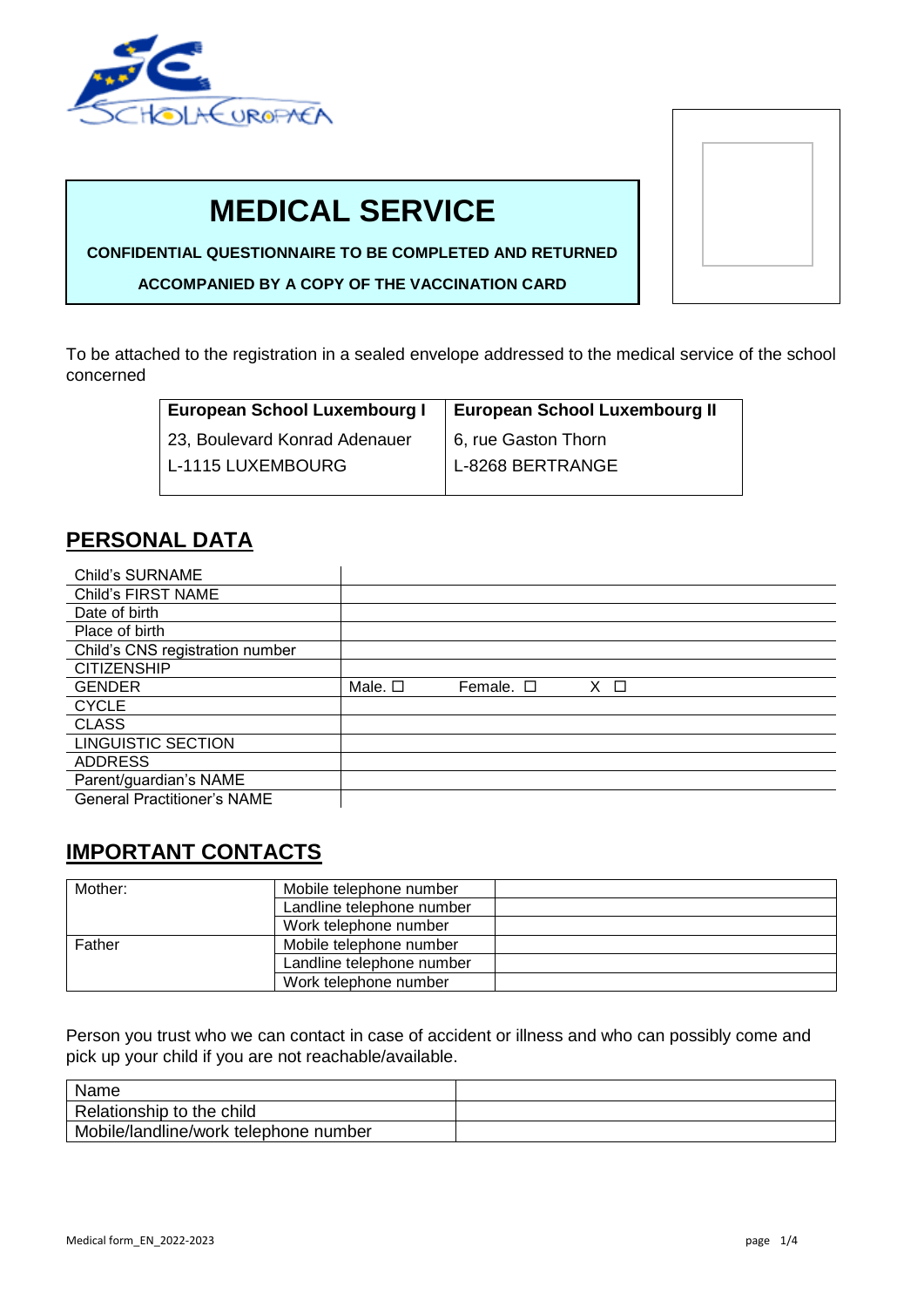# MEDICAL SERVICE

**CONFIDENTIAL QUESTIONNAIRE TO BE COMPLETED AND RETURNED**

**ACCOMPANIED BY A COPY OF THE VACCINATION CARD**

To be attached to the registration in a sealed envelope addressed to the medical service of the school concerned

| **European School Luxembourg I** | **European School Luxembourg II** |
|---|---|
| 23, Boulevard Konrad Adenauer<br>L-1115 LUXEMBOURG | 6, rue Gaston Thorn<br>L-8268 BERTRANGE |

## PERSONAL DATA

| | |
|---|---|
| Child's SURNAME | |
| Child's FIRST NAME | |
| Date of birth | |
| Place of birth | |
| Child's CNS registration number | |
| CITIZENSHIP | |
| GENDER | Male. ☐ Female. ☐ X ☐ |
| CYCLE | |
| CLASS | |
| LINGUISTIC SECTION | |
| ADDRESS | |
| Parent/guardian's NAME | |
| General Practitioner's NAME | |

## IMPORTANT CONTACTS

| | | |
|---|---|---|
| Mother: | Mobile telephone number | |
| | Landline telephone number | |
| | Work telephone number | |
| Father | Mobile telephone number | |
| | Landline telephone number | |
| | Work telephone number | |

Person you trust who we can contact in case of accident or illness and who can possibly come and pick up your child if you are not reachable/available.

| | |
|---|---|
| Name | |
| Relationship to the child | |
| Mobile/landline/work telephone number | |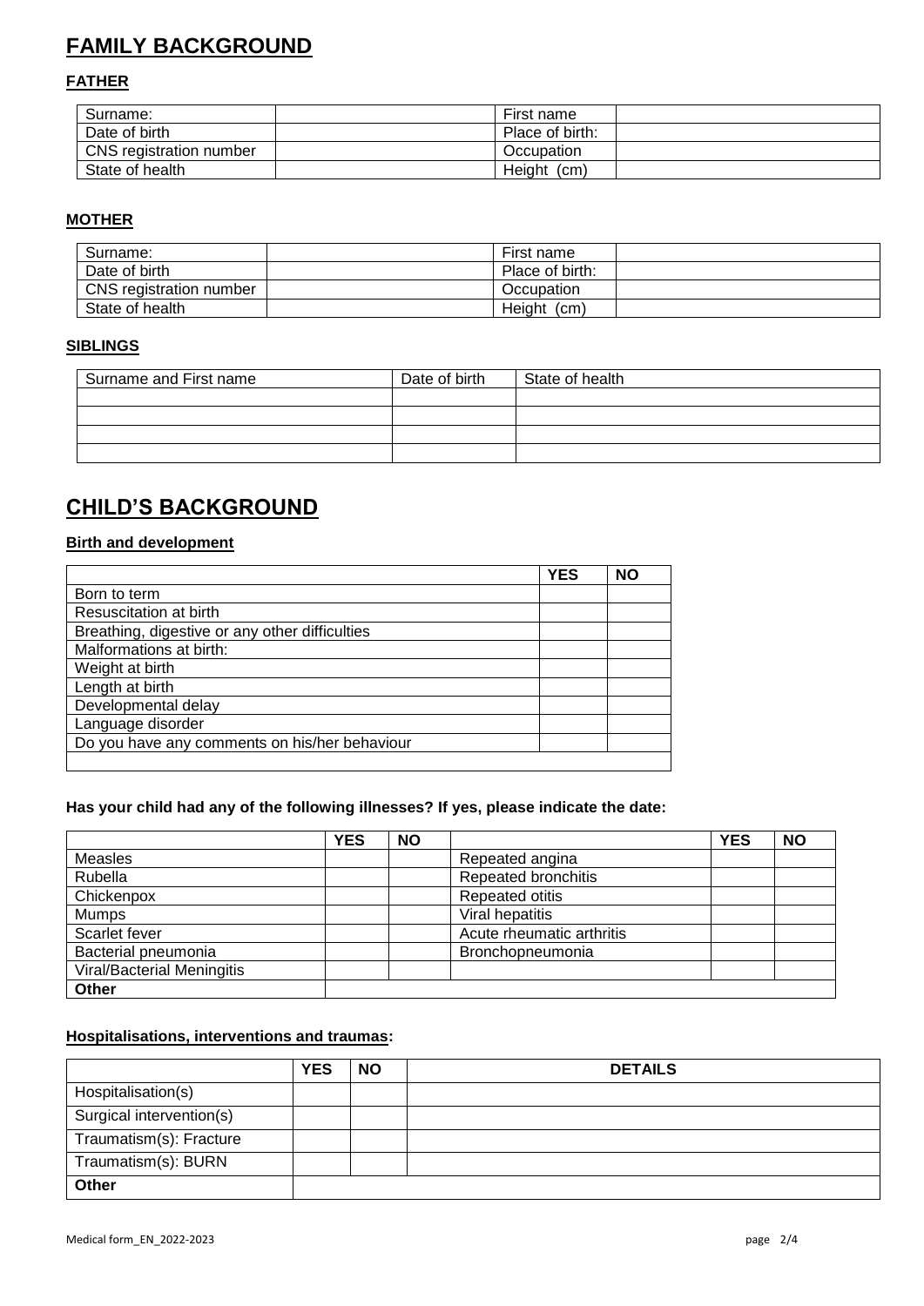# FAMILY BACKGROUND

## FATHER

| Surname: | | First name | |
|---|---|---|---|
| Date of birth | | Place of birth: | |
| CNS registration number | | Occupation | |
| State of health | | Height (cm) | |

## MOTHER

| Surname: | | First name | |
|---|---|---|---|
| Date of birth | | Place of birth: | |
| CNS registration number | | Occupation | |
| State of health | | Height (cm) | |

## SIBLINGS

| Surname and First name | Date of birth | State of health |
|---|---|---|
| | | |
| | | |
| | | |
| | | |

# CHILD'S BACKGROUND

## Birth and development

| | YES | NO |
|---|---|---|
| Born to term | | |
| Resuscitation at birth | | |
| Breathing, digestive or any other difficulties | | |
| Malformations at birth: | | |
| Weight at birth | | |
| Length at birth | | |
| Developmental delay | | |
| Language disorder | | |
| Do you have any comments on his/her behaviour | | |
| | | |

**Has your child had any of the following illnesses? If yes, please indicate the date:**

| | YES | NO | | YES | NO |
|---|---|---|---|---|---|
| Measles | | | Repeated angina | | |
| Rubella | | | Repeated bronchitis | | |
| Chickenpox | | | Repeated otitis | | |
| Mumps | | | Viral hepatitis | | |
| Scarlet fever | | | Acute rheumatic arthritis | | |
| Bacterial pneumonia | | | Bronchopneumonia | | |
| Viral/Bacterial Meningitis | | | | | |
| **Other** | | | | | |

## Hospitalisations, interventions and traumas:

| | YES | NO | DETAILS |
|---|---|---|---|
| Hospitalisation(s) | | | |
| Surgical intervention(s) | | | |
| Traumatism(s): Fracture | | | |
| Traumatism(s): BURN | | | |
| **Other** | | | |

Medical form_EN_2022-2023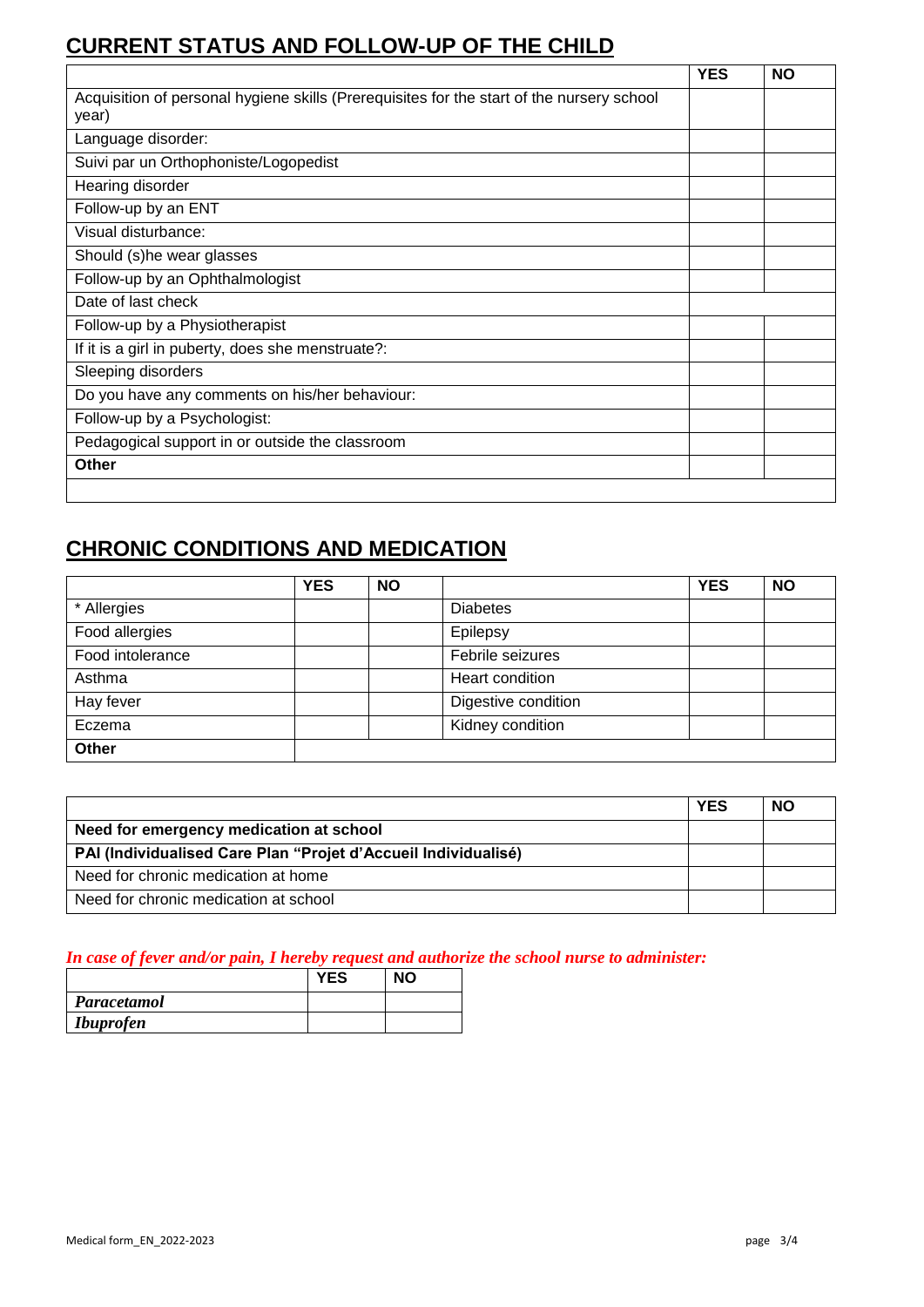## CURRENT STATUS AND FOLLOW-UP OF THE CHILD

| | YES | NO |
|---|---|---|
| Acquisition of personal hygiene skills (Prerequisites for the start of the nursery school year) | | |
| Language disorder: | | |
| Suivi par un Orthophoniste/Logopedist | | |
| Hearing disorder | | |
| Follow-up by an ENT | | |
| Visual disturbance: | | |
| Should (s)he wear glasses | | |
| Follow-up by an Ophthalmologist | | |
| Date of last check | | |
| Follow-up by a Physiotherapist | | |
| If it is a girl in puberty, does she menstruate?: | | |
| Sleeping disorders | | |
| Do you have any comments on his/her behaviour: | | |
| Follow-up by a Psychologist: | | |
| Pedagogical support in or outside the classroom | | |
| **Other** | | |
| | | |

## CHRONIC CONDITIONS AND MEDICATION

| | YES | NO | | YES | NO |
|---|---|---|---|---|---|
| * Allergies | | | Diabetes | | |
| Food allergies | | | Epilepsy | | |
| Food intolerance | | | Febrile seizures | | |
| Asthma | | | Heart condition | | |
| Hay fever | | | Digestive condition | | |
| Eczema | | | Kidney condition | | |
| **Other** | | | | | |

| | YES | NO |
|---|---|---|
| **Need for emergency medication at school** | | |
| **PAI (Individualised Care Plan "Projet d'Accueil Individualisé)** | | |
| Need for chronic medication at home | | |
| Need for chronic medication at school | | |

***In case of fever and/or pain, I hereby request and authorize the school nurse to administer:***

| | YES | NO |
|---|---|---|
| ***Paracetamol*** | | |
| ***Ibuprofen*** | | |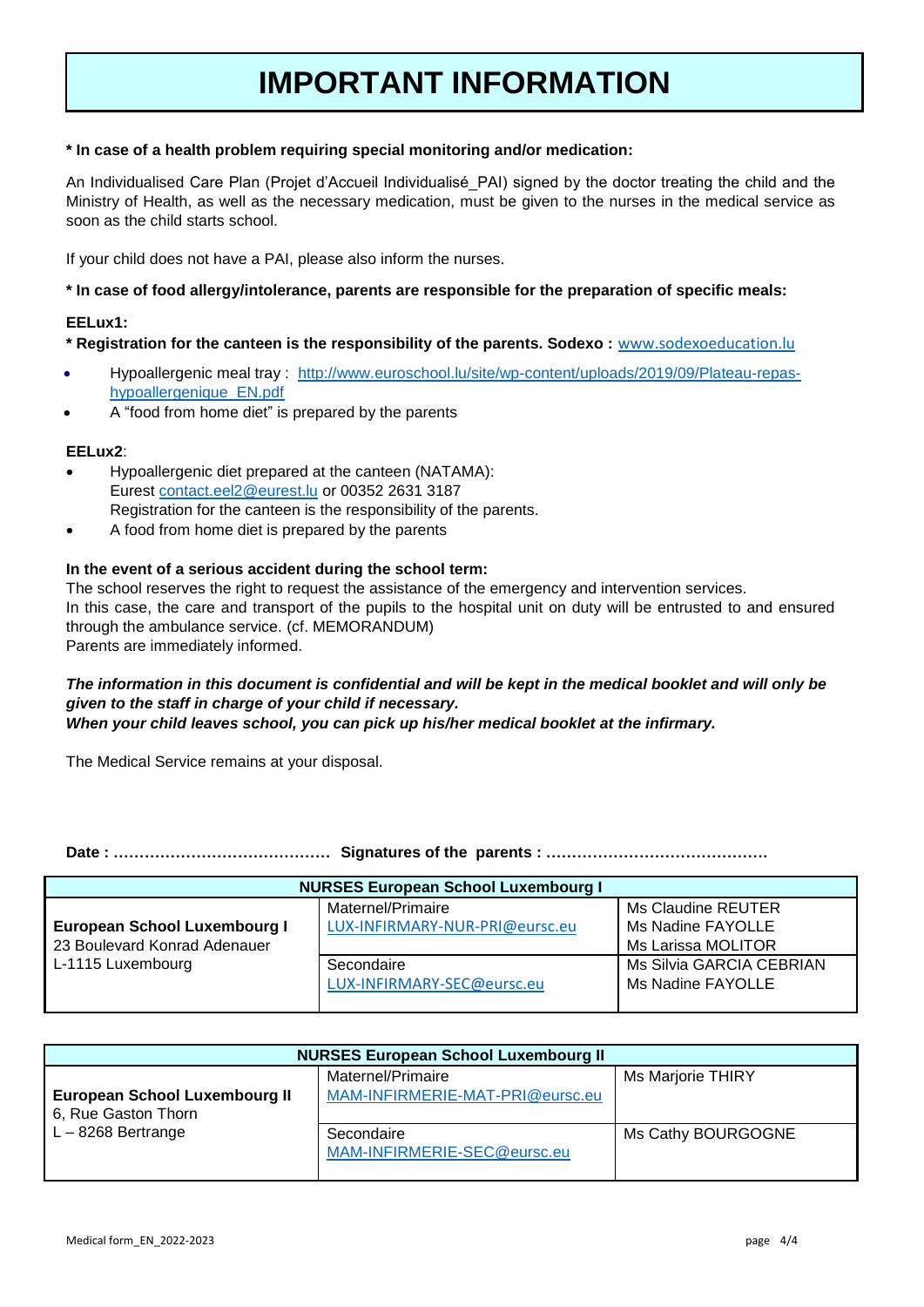# IMPORTANT INFORMATION

**\* In case of a health problem requiring special monitoring and/or medication:**

An Individualised Care Plan (Projet d'Accueil Individualisé_PAI) signed by the doctor treating the child and the Ministry of Health, as well as the necessary medication, must be given to the nurses in the medical service as soon as the child starts school.

If your child does not have a PAI, please also inform the nurses.

**\* In case of food allergy/intolerance, parents are responsible for the preparation of specific meals:**

**EELux1:**

**\* Registration for the canteen is the responsibility of the parents. Sodexo :** www.sodexoeducation.lu

- Hypoallergenic meal tray : http://www.euroschool.lu/site/wp-content/uploads/2019/09/Plateau-repas-hypoallergenique_EN.pdf
- A "food from home diet" is prepared by the parents

**EELux2**:

- Hypoallergenic diet prepared at the canteen (NATAMA):
  Eurest contact.eel2@eurest.lu or 00352 2631 3187
  Registration for the canteen is the responsibility of the parents.
- A food from home diet is prepared by the parents

**In the event of a serious accident during the school term:**
The school reserves the right to request the assistance of the emergency and intervention services.
In this case, the care and transport of the pupils to the hospital unit on duty will be entrusted to and ensured through the ambulance service. (cf. MEMORANDUM)
Parents are immediately informed.

***The information in this document is confidential and will be kept in the medical booklet and will only be given to the staff in charge of your child if necessary.***
***When your child leaves school, you can pick up his/her medical booklet at the infirmary.***

The Medical Service remains at your disposal.

**Date : ……………………………………  Signatures of the parents : ……………………………………**

| NURSES European School Luxembourg I | | |
|---|---|---|
| **European School Luxembourg I**<br>23 Boulevard Konrad Adenauer<br>L-1115 Luxembourg | Maternel/Primaire<br>LUX-INFIRMARY-NUR-PRI@eursc.eu | Ms Claudine REUTER<br>Ms Nadine FAYOLLE<br>Ms Larissa MOLITOR |
| | Secondaire<br>LUX-INFIRMARY-SEC@eursc.eu | Ms Silvia GARCIA CEBRIAN<br>Ms Nadine FAYOLLE |

| NURSES European School Luxembourg II | | |
|---|---|---|
| **European School Luxembourg II**<br>6, Rue Gaston Thorn<br>L – 8268 Bertrange | Maternel/Primaire<br>MAM-INFIRMERIE-MAT-PRI@eursc.eu | Ms Marjorie THIRY |
| | Secondaire<br>MAM-INFIRMERIE-SEC@eursc.eu | Ms Cathy BOURGOGNE |